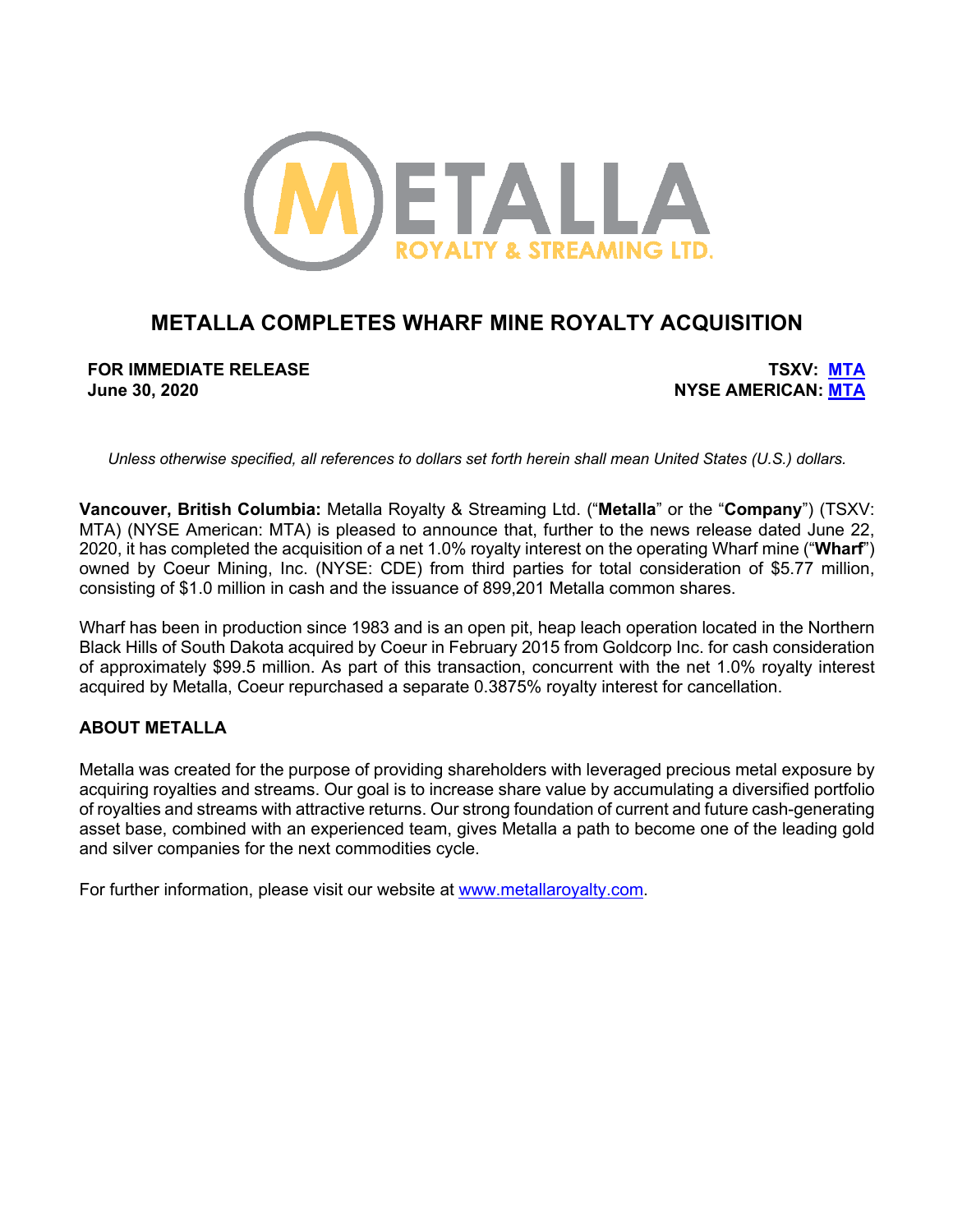# METALLA COMPLETES WHARF MINE ROYALTY ACQUISITION

**FOR IMMEDIATE RELEASE**
**June 30, 2020**

**TSXV: MTA**
**NYSE AMERICAN: MTA**

*Unless otherwise specified, all references to dollars set forth herein shall mean United States (U.S.) dollars.*

**Vancouver, British Columbia:** Metalla Royalty & Streaming Ltd. ("**Metalla**" or the "**Company**") (TSXV: MTA) (NYSE American: MTA) is pleased to announce that, further to the news release dated June 22, 2020, it has completed the acquisition of a net 1.0% royalty interest on the operating Wharf mine ("**Wharf**") owned by Coeur Mining, Inc. (NYSE: CDE) from third parties for total consideration of $5.77 million, consisting of $1.0 million in cash and the issuance of 899,201 Metalla common shares.

Wharf has been in production since 1983 and is an open pit, heap leach operation located in the Northern Black Hills of South Dakota acquired by Coeur in February 2015 from Goldcorp Inc. for cash consideration of approximately $99.5 million. As part of this transaction, concurrent with the net 1.0% royalty interest acquired by Metalla, Coeur repurchased a separate 0.3875% royalty interest for cancellation.

## ABOUT METALLA

Metalla was created for the purpose of providing shareholders with leveraged precious metal exposure by acquiring royalties and streams. Our goal is to increase share value by accumulating a diversified portfolio of royalties and streams with attractive returns. Our strong foundation of current and future cash-generating asset base, combined with an experienced team, gives Metalla a path to become one of the leading gold and silver companies for the next commodities cycle.

For further information, please visit our website at www.metallaroyalty.com.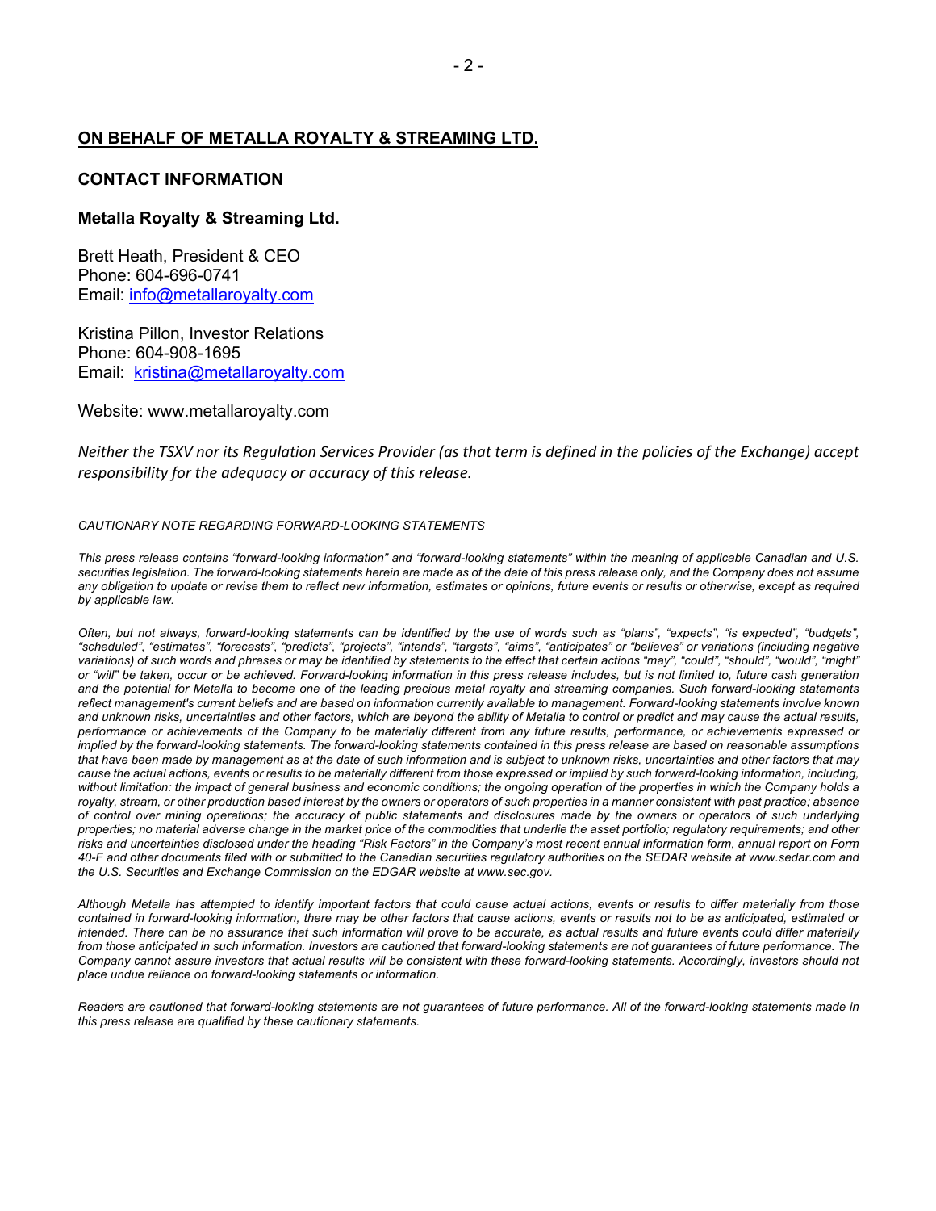**<u>ON BEHALF OF METALLA ROYALTY & STREAMING LTD.</u>**

**CONTACT INFORMATION**

**Metalla Royalty & Streaming Ltd.**

Brett Heath, President & CEO
Phone: 604-696-0741
Email: info@metallaroyalty.com

Kristina Pillon, Investor Relations
Phone: 604-908-1695
Email: kristina@metallaroyalty.com

Website: www.metallaroyalty.com

*Neither the TSXV nor its Regulation Services Provider (as that term is defined in the policies of the Exchange) accept responsibility for the adequacy or accuracy of this release.*

*CAUTIONARY NOTE REGARDING FORWARD-LOOKING STATEMENTS*

*This press release contains "forward-looking information" and "forward-looking statements" within the meaning of applicable Canadian and U.S. securities legislation. The forward-looking statements herein are made as of the date of this press release only, and the Company does not assume any obligation to update or revise them to reflect new information, estimates or opinions, future events or results or otherwise, except as required by applicable law.*

*Often, but not always, forward-looking statements can be identified by the use of words such as "plans", "expects", "is expected", "budgets", "scheduled", "estimates", "forecasts", "predicts", "projects", "intends", "targets", "aims", "anticipates" or "believes" or variations (including negative variations) of such words and phrases or may be identified by statements to the effect that certain actions "may", "could", "should", "would", "might" or "will" be taken, occur or be achieved. Forward-looking information in this press release includes, but is not limited to, future cash generation and the potential for Metalla to become one of the leading precious metal royalty and streaming companies. Such forward-looking statements reflect management's current beliefs and are based on information currently available to management. Forward-looking statements involve known and unknown risks, uncertainties and other factors, which are beyond the ability of Metalla to control or predict and may cause the actual results, performance or achievements of the Company to be materially different from any future results, performance, or achievements expressed or implied by the forward-looking statements. The forward-looking statements contained in this press release are based on reasonable assumptions that have been made by management as at the date of such information and is subject to unknown risks, uncertainties and other factors that may cause the actual actions, events or results to be materially different from those expressed or implied by such forward-looking information, including, without limitation: the impact of general business and economic conditions; the ongoing operation of the properties in which the Company holds a royalty, stream, or other production based interest by the owners or operators of such properties in a manner consistent with past practice; absence of control over mining operations; the accuracy of public statements and disclosures made by the owners or operators of such underlying properties; no material adverse change in the market price of the commodities that underlie the asset portfolio; regulatory requirements; and other risks and uncertainties disclosed under the heading "Risk Factors" in the Company's most recent annual information form, annual report on Form 40-F and other documents filed with or submitted to the Canadian securities regulatory authorities on the SEDAR website at www.sedar.com and the U.S. Securities and Exchange Commission on the EDGAR website at www.sec.gov.*

*Although Metalla has attempted to identify important factors that could cause actual actions, events or results to differ materially from those contained in forward-looking information, there may be other factors that cause actions, events or results not to be as anticipated, estimated or intended. There can be no assurance that such information will prove to be accurate, as actual results and future events could differ materially from those anticipated in such information. Investors are cautioned that forward-looking statements are not guarantees of future performance. The Company cannot assure investors that actual results will be consistent with these forward-looking statements. Accordingly, investors should not place undue reliance on forward-looking statements or information.*

*Readers are cautioned that forward-looking statements are not guarantees of future performance. All of the forward-looking statements made in this press release are qualified by these cautionary statements.*